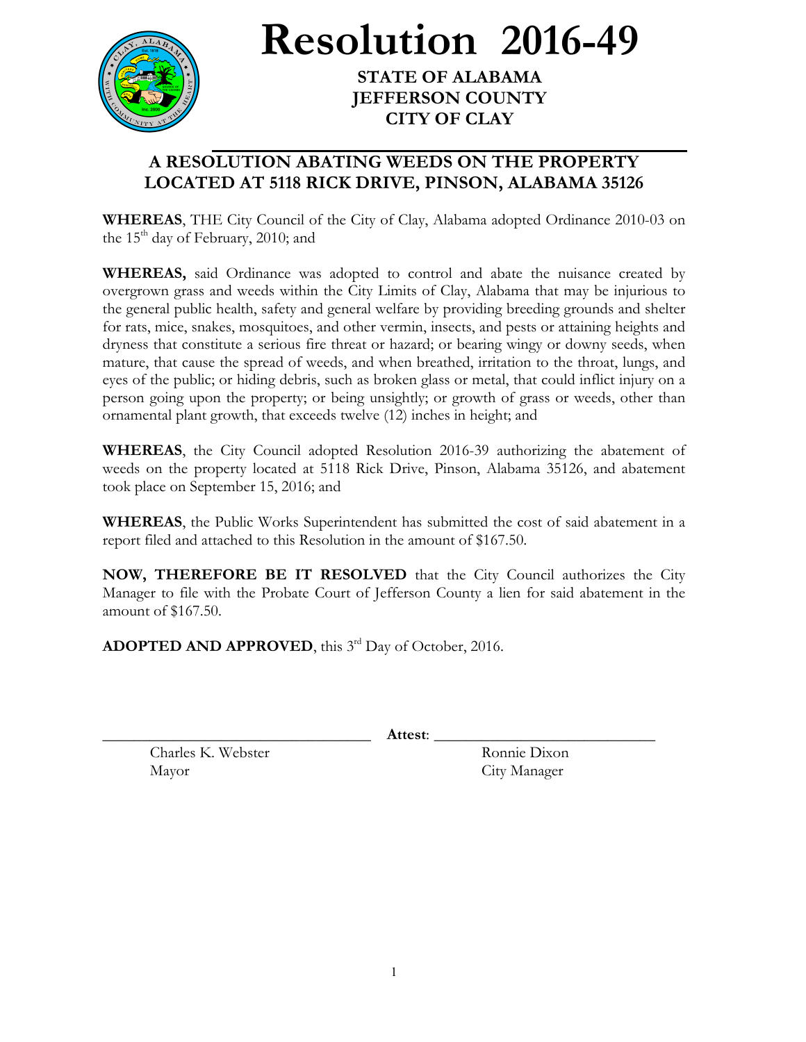# Resolution 2016-49

**STATE OF ALABAMA**
**JEFFERSON COUNTY**
**CITY OF CLAY**

## A RESOLUTION ABATING WEEDS ON THE PROPERTY LOCATED AT 5118 RICK DRIVE, PINSON, ALABAMA 35126

**WHEREAS**, THE City Council of the City of Clay, Alabama adopted Ordinance 2010-03 on the 15th day of February, 2010; and

**WHEREAS,** said Ordinance was adopted to control and abate the nuisance created by overgrown grass and weeds within the City Limits of Clay, Alabama that may be injurious to the general public health, safety and general welfare by providing breeding grounds and shelter for rats, mice, snakes, mosquitoes, and other vermin, insects, and pests or attaining heights and dryness that constitute a serious fire threat or hazard; or bearing wingy or downy seeds, when mature, that cause the spread of weeds, and when breathed, irritation to the throat, lungs, and eyes of the public; or hiding debris, such as broken glass or metal, that could inflict injury on a person going upon the property; or being unsightly; or growth of grass or weeds, other than ornamental plant growth, that exceeds twelve (12) inches in height; and

**WHEREAS**, the City Council adopted Resolution 2016-39 authorizing the abatement of weeds on the property located at 5118 Rick Drive, Pinson, Alabama 35126, and abatement took place on September 15, 2016; and

**WHEREAS**, the Public Works Superintendent has submitted the cost of said abatement in a report filed and attached to this Resolution in the amount of $167.50.

**NOW, THEREFORE BE IT RESOLVED** that the City Council authorizes the City Manager to file with the Probate Court of Jefferson County a lien for said abatement in the amount of $167.50.

**ADOPTED AND APPROVED**, this 3rd Day of October, 2016.

\_\_\_\_\_\_\_\_\_\_\_\_\_\_\_\_\_\_\_\_\_\_\_\_\_\_\_\_\_\_\_\_\_\_ **Attest**: \_\_\_\_\_\_\_\_\_\_\_\_\_\_\_\_\_\_\_\_\_\_\_\_\_\_\_\_

Charles K. Webster
Mayor

Ronnie Dixon
City Manager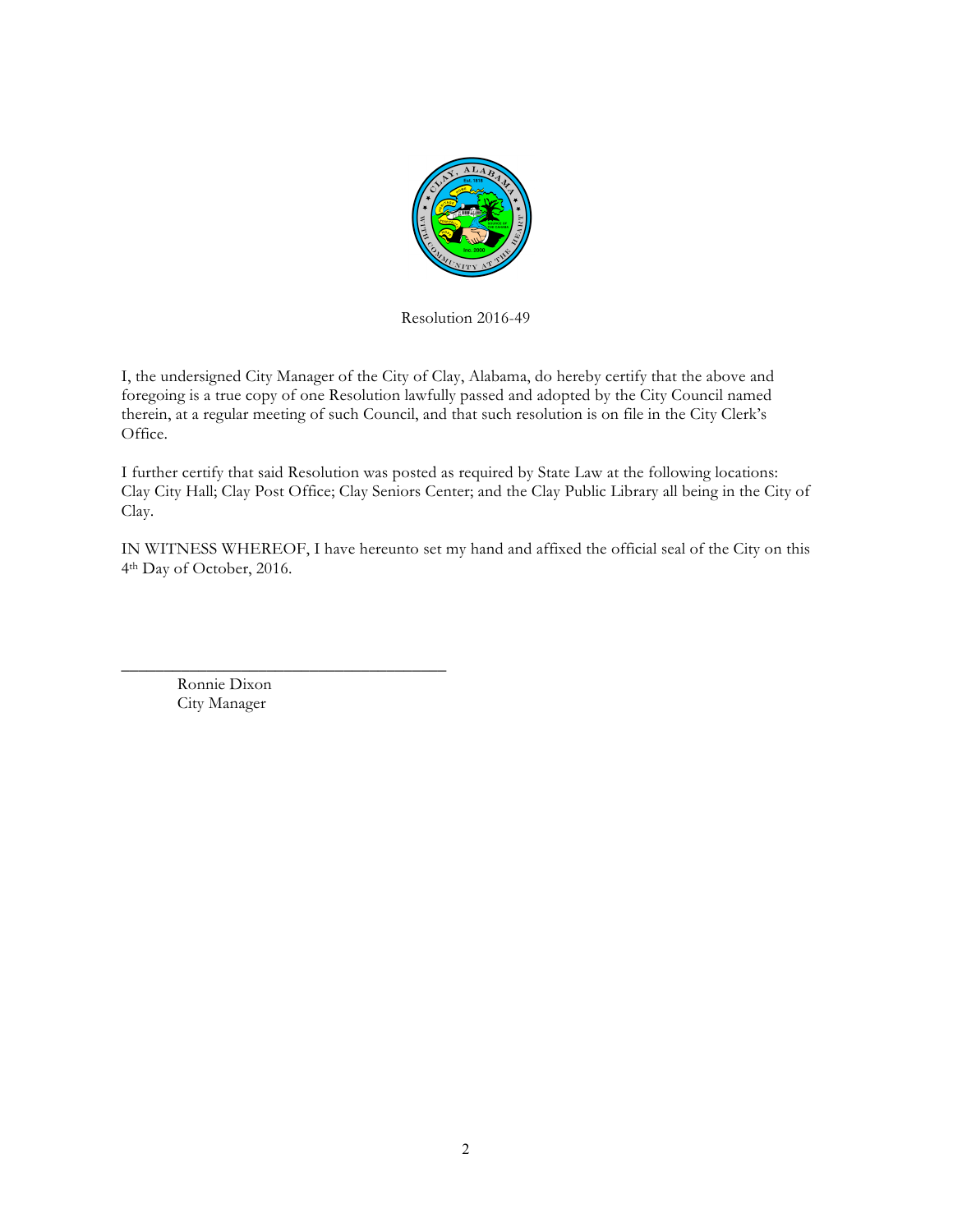Resolution 2016-49

I, the undersigned City Manager of the City of Clay, Alabama, do hereby certify that the above and foregoing is a true copy of one Resolution lawfully passed and adopted by the City Council named therein, at a regular meeting of such Council, and that such resolution is on file in the City Clerk's Office.

I further certify that said Resolution was posted as required by State Law at the following locations: Clay City Hall; Clay Post Office; Clay Seniors Center; and the Clay Public Library all being in the City of Clay.

IN WITNESS WHEREOF, I have hereunto set my hand and affixed the official seal of the City on this 4th Day of October, 2016.

\_\_\_\_\_\_\_\_\_\_\_\_\_\_\_\_\_\_\_\_\_\_\_\_\_\_\_\_\_\_\_\_\_\_\_\_\_\_\_\_

Ronnie Dixon
City Manager